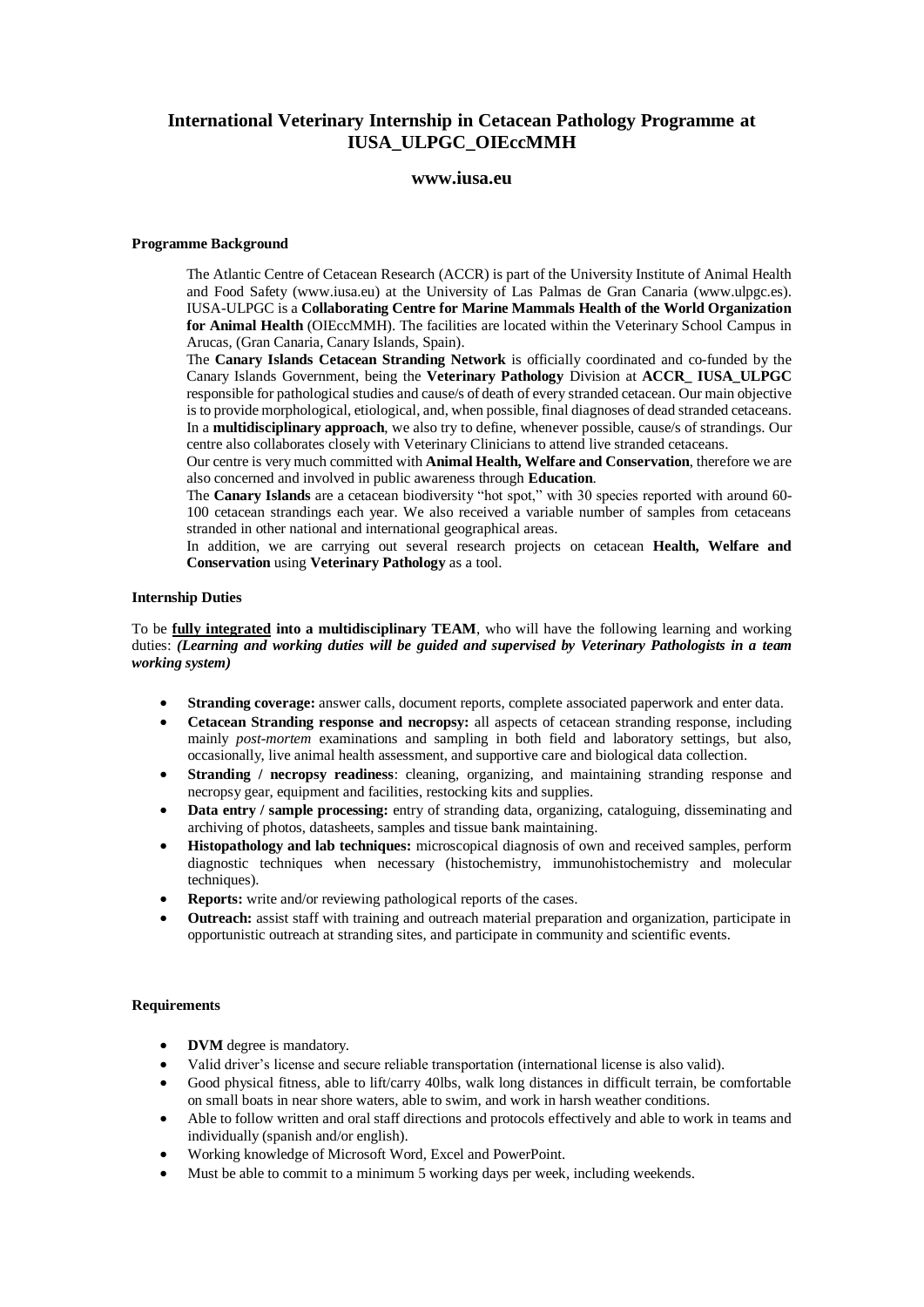# International Veterinary Internship in Cetacean Pathology Programme at IUSA_ULPGC_OIEccMMH

## www.iusa.eu

### Programme Background

The Atlantic Centre of Cetacean Research (ACCR) is part of the University Institute of Animal Health and Food Safety (www.iusa.eu) at the University of Las Palmas de Gran Canaria (www.ulpgc.es). IUSA-ULPGC is a **Collaborating Centre for Marine Mammals Health of the World Organization for Animal Health** (OIEccMMH). The facilities are located within the Veterinary School Campus in Arucas, (Gran Canaria, Canary Islands, Spain).

The **Canary Islands Cetacean Stranding Network** is officially coordinated and co-funded by the Canary Islands Government, being the **Veterinary Pathology** Division at **ACCR_ IUSA_ULPGC** responsible for pathological studies and cause/s of death of every stranded cetacean. Our main objective is to provide morphological, etiological, and, when possible, final diagnoses of dead stranded cetaceans. In a **multidisciplinary approach**, we also try to define, whenever possible, cause/s of strandings. Our centre also collaborates closely with Veterinary Clinicians to attend live stranded cetaceans.

Our centre is very much committed with **Animal Health, Welfare and Conservation**, therefore we are also concerned and involved in public awareness through **Education**.

The **Canary Islands** are a cetacean biodiversity "hot spot," with 30 species reported with around 60-100 cetacean strandings each year. We also received a variable number of samples from cetaceans stranded in other national and international geographical areas.

In addition, we are carrying out several research projects on cetacean **Health, Welfare and Conservation** using **Veterinary Pathology** as a tool.

### Internship Duties

To be **fully integrated into a multidisciplinary TEAM**, who will have the following learning and working duties: ***(Learning and working duties will be guided and supervised by Veterinary Pathologists in a team working system)***

- **Stranding coverage:** answer calls, document reports, complete associated paperwork and enter data.
- **Cetacean Stranding response and necropsy:** all aspects of cetacean stranding response, including mainly *post-mortem* examinations and sampling in both field and laboratory settings, but also, occasionally, live animal health assessment, and supportive care and biological data collection.
- **Stranding / necropsy readiness**: cleaning, organizing, and maintaining stranding response and necropsy gear, equipment and facilities, restocking kits and supplies.
- **Data entry / sample processing:** entry of stranding data, organizing, cataloguing, disseminating and archiving of photos, datasheets, samples and tissue bank maintaining.
- **Histopathology and lab techniques:** microscopical diagnosis of own and received samples, perform diagnostic techniques when necessary (histochemistry, immunohistochemistry and molecular techniques).
- **Reports:** write and/or reviewing pathological reports of the cases.
- **Outreach:** assist staff with training and outreach material preparation and organization, participate in opportunistic outreach at stranding sites, and participate in community and scientific events.

### Requirements

- **DVM** degree is mandatory.
- Valid driver's license and secure reliable transportation (international license is also valid).
- Good physical fitness, able to lift/carry 40lbs, walk long distances in difficult terrain, be comfortable on small boats in near shore waters, able to swim, and work in harsh weather conditions.
- Able to follow written and oral staff directions and protocols effectively and able to work in teams and individually (spanish and/or english).
- Working knowledge of Microsoft Word, Excel and PowerPoint.
- Must be able to commit to a minimum 5 working days per week, including weekends.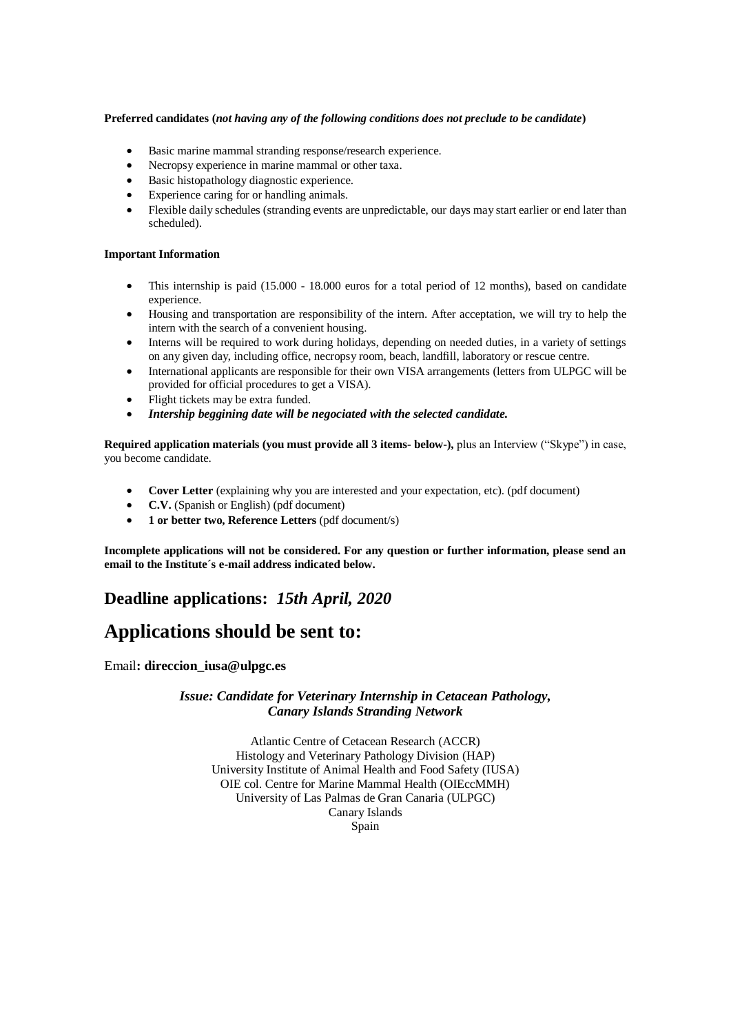**Preferred candidates (*not having any of the following conditions does not preclude to be candidate*)**

- Basic marine mammal stranding response/research experience.
- Necropsy experience in marine mammal or other taxa.
- Basic histopathology diagnostic experience.
- Experience caring for or handling animals.
- Flexible daily schedules (stranding events are unpredictable, our days may start earlier or end later than scheduled).

**Important Information**

- This internship is paid (15.000 - 18.000 euros for a total period of 12 months), based on candidate experience.
- Housing and transportation are responsibility of the intern. After acceptation, we will try to help the intern with the search of a convenient housing.
- Interns will be required to work during holidays, depending on needed duties, in a variety of settings on any given day, including office, necropsy room, beach, landfill, laboratory or rescue centre.
- International applicants are responsible for their own VISA arrangements (letters from ULPGC will be provided for official procedures to get a VISA).
- Flight tickets may be extra funded.
- ***Intership beggining date will be negociated with the selected candidate.***

**Required application materials (you must provide all 3 items- below-),** plus an Interview ("Skype") in case, you become candidate.

- **Cover Letter** (explaining why you are interested and your expectation, etc). (pdf document)
- **C.V.** (Spanish or English) (pdf document)
- **1 or better two, Reference Letters** (pdf document/s)

**Incomplete applications will not be considered. For any question or further information, please send an email to the Institute´s e-mail address indicated below.**

## Deadline applications: *15th April, 2020*

# Applications should be sent to:

Email**: direccion_iusa@ulpgc.es**

***Issue: Candidate for Veterinary Internship in Cetacean Pathology, Canary Islands Stranding Network***

Atlantic Centre of Cetacean Research (ACCR)
Histology and Veterinary Pathology Division (HAP)
University Institute of Animal Health and Food Safety (IUSA)
OIE col. Centre for Marine Mammal Health (OIEccMMH)
University of Las Palmas de Gran Canaria (ULPGC)
Canary Islands
Spain